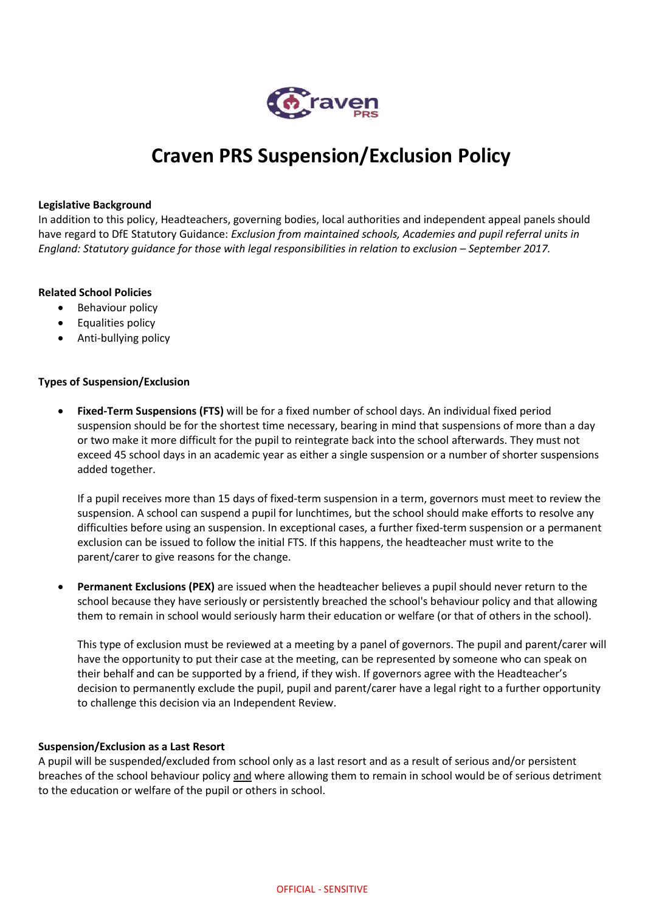# Craven PRS Suspension/Exclusion Policy

**Legislative Background**

In addition to this policy, Headteachers, governing bodies, local authorities and independent appeal panels should have regard to DfE Statutory Guidance: *Exclusion from maintained schools, Academies and pupil referral units in England: Statutory guidance for those with legal responsibilities in relation to exclusion – September 2017.*

**Related School Policies**

- Behaviour policy
- Equalities policy
- Anti-bullying policy

**Types of Suspension/Exclusion**

- **Fixed-Term Suspensions (FTS)** will be for a fixed number of school days. An individual fixed period suspension should be for the shortest time necessary, bearing in mind that suspensions of more than a day or two make it more difficult for the pupil to reintegrate back into the school afterwards. They must not exceed 45 school days in an academic year as either a single suspension or a number of shorter suspensions added together.

  If a pupil receives more than 15 days of fixed-term suspension in a term, governors must meet to review the suspension. A school can suspend a pupil for lunchtimes, but the school should make efforts to resolve any difficulties before using an suspension. In exceptional cases, a further fixed-term suspension or a permanent exclusion can be issued to follow the initial FTS. If this happens, the headteacher must write to the parent/carer to give reasons for the change.

- **Permanent Exclusions (PEX)** are issued when the headteacher believes a pupil should never return to the school because they have seriously or persistently breached the school's behaviour policy and that allowing them to remain in school would seriously harm their education or welfare (or that of others in the school).

  This type of exclusion must be reviewed at a meeting by a panel of governors. The pupil and parent/carer will have the opportunity to put their case at the meeting, can be represented by someone who can speak on their behalf and can be supported by a friend, if they wish. If governors agree with the Headteacher's decision to permanently exclude the pupil, pupil and parent/carer have a legal right to a further opportunity to challenge this decision via an Independent Review.

**Suspension/Exclusion as a Last Resort**

A pupil will be suspended/excluded from school only as a last resort and as a result of serious and/or persistent breaches of the school behaviour policy <u>and</u> where allowing them to remain in school would be of serious detriment to the education or welfare of the pupil or others in school.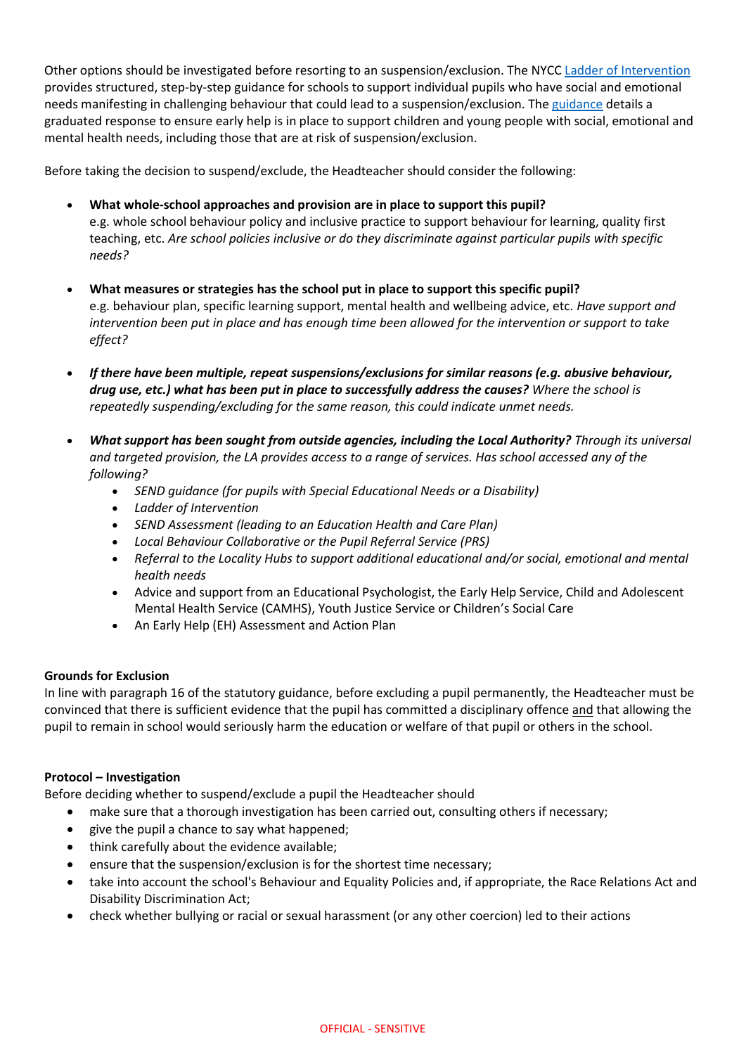Other options should be investigated before resorting to an suspension/exclusion. The NYCC Ladder of Intervention provides structured, step-by-step guidance for schools to support individual pupils who have social and emotional needs manifesting in challenging behaviour that could lead to a suspension/exclusion. The guidance details a graduated response to ensure early help is in place to support children and young people with social, emotional and mental health needs, including those that are at risk of suspension/exclusion.

Before taking the decision to suspend/exclude, the Headteacher should consider the following:

- **What whole-school approaches and provision are in place to support this pupil?**
  e.g. whole school behaviour policy and inclusive practice to support behaviour for learning, quality first teaching, etc. *Are school policies inclusive or do they discriminate against particular pupils with specific needs?*

- **What measures or strategies has the school put in place to support this specific pupil?**
  e.g. behaviour plan, specific learning support, mental health and wellbeing advice, etc. *Have support and intervention been put in place and has enough time been allowed for the intervention or support to take effect?*

- ***If there have been multiple, repeat suspensions/exclusions for similar reasons (e.g. abusive behaviour, drug use, etc.) what has been put in place to successfully address the causes?*** *Where the school is repeatedly suspending/excluding for the same reason, this could indicate unmet needs.*

- ***What support has been sought from outside agencies, including the Local Authority?*** *Through its universal and targeted provision, the LA provides access to a range of services. Has school accessed any of the following?*
  - *SEND guidance (for pupils with Special Educational Needs or a Disability)*
  - *Ladder of Intervention*
  - *SEND Assessment (leading to an Education Health and Care Plan)*
  - *Local Behaviour Collaborative or the Pupil Referral Service (PRS)*
  - *Referral to the Locality Hubs to support additional educational and/or social, emotional and mental health needs*
  - Advice and support from an Educational Psychologist, the Early Help Service, Child and Adolescent Mental Health Service (CAMHS), Youth Justice Service or Children's Social Care
  - An Early Help (EH) Assessment and Action Plan

**Grounds for Exclusion**

In line with paragraph 16 of the statutory guidance, before excluding a pupil permanently, the Headteacher must be convinced that there is sufficient evidence that the pupil has committed a disciplinary offence and that allowing the pupil to remain in school would seriously harm the education or welfare of that pupil or others in the school.

**Protocol – Investigation**

Before deciding whether to suspend/exclude a pupil the Headteacher should

- make sure that a thorough investigation has been carried out, consulting others if necessary;
- give the pupil a chance to say what happened;
- think carefully about the evidence available;
- ensure that the suspension/exclusion is for the shortest time necessary;
- take into account the school's Behaviour and Equality Policies and, if appropriate, the Race Relations Act and Disability Discrimination Act;
- check whether bullying or racial or sexual harassment (or any other coercion) led to their actions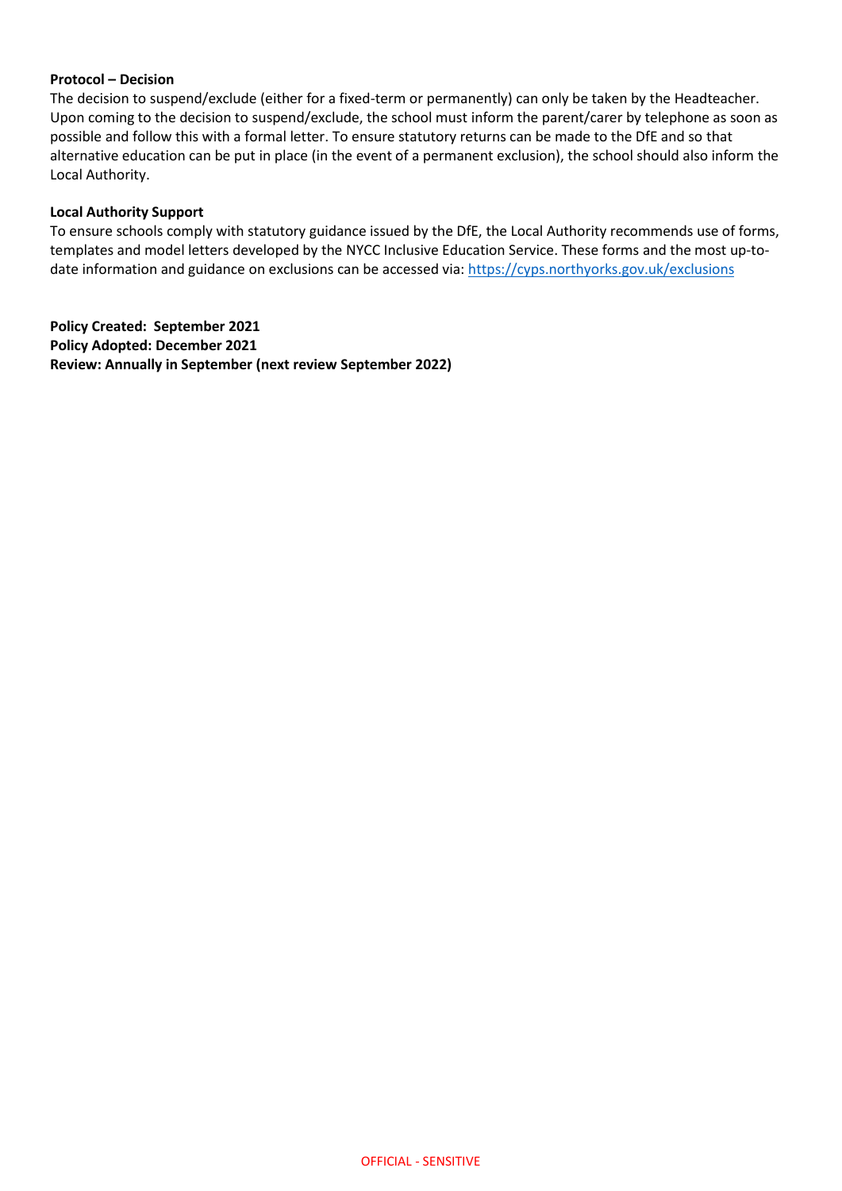**Protocol – Decision**

The decision to suspend/exclude (either for a fixed-term or permanently) can only be taken by the Headteacher. Upon coming to the decision to suspend/exclude, the school must inform the parent/carer by telephone as soon as possible and follow this with a formal letter. To ensure statutory returns can be made to the DfE and so that alternative education can be put in place (in the event of a permanent exclusion), the school should also inform the Local Authority.

**Local Authority Support**

To ensure schools comply with statutory guidance issued by the DfE, the Local Authority recommends use of forms, templates and model letters developed by the NYCC Inclusive Education Service. These forms and the most up-to-date information and guidance on exclusions can be accessed via: https://cyps.northyorks.gov.uk/exclusions

**Policy Created: September 2021**
**Policy Adopted: December 2021**
**Review: Annually in September (next review September 2022)**

OFFICIAL - SENSITIVE